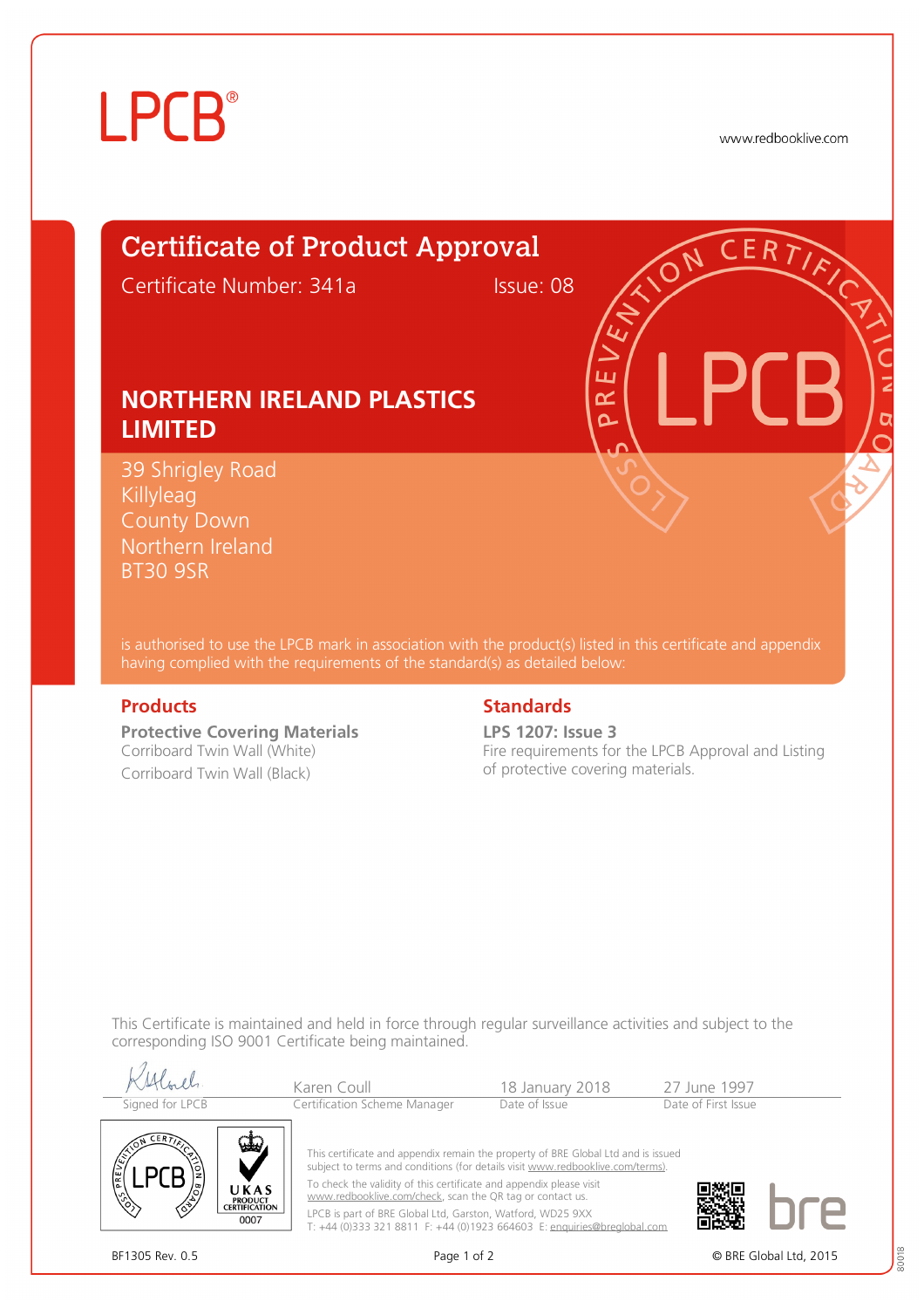LPCB®

www.redbooklive.com

# Certificate of Product Approval

Certificate Number: 341a    Issue: 08

## NORTHERN IRELAND PLASTICS LIMITED

39 Shrigley Road
Killyleag
County Down
Northern Ireland
BT30 9SR

is authorised to use the LPCB mark in association with the product(s) listed in this certificate and appendix having complied with the requirements of the standard(s) as detailed below:

### Products

**Protective Covering Materials**
Corriboard Twin Wall (White)
Corriboard Twin Wall (Black)

### Standards

**LPS 1207: Issue 3**
Fire requirements for the LPCB Approval and Listing of protective covering materials.

This Certificate is maintained and held in force through regular surveillance activities and subject to the corresponding ISO 9001 Certificate being maintained.

| Signed for LPCB | Karen Coull<br>Certification Scheme Manager | 18 January 2018<br>Date of Issue | 27 June 1997<br>Date of First Issue |
|---|---|---|---|

UKAS PRODUCT CERTIFICATION 0007

This certificate and appendix remain the property of BRE Global Ltd and is issued subject to terms and conditions (for details visit www.redbooklive.com/terms).

To check the validity of this certificate and appendix please visit www.redbooklive.com/check, scan the QR tag or contact us.

LPCB is part of BRE Global Ltd, Garston, Watford, WD25 9XX
T: +44 (0)333 321 8811 F: +44 (0)1923 664603 E: enquiries@breglobal.com

BF1305 Rev. 0.5    © BRE Global Ltd, 2015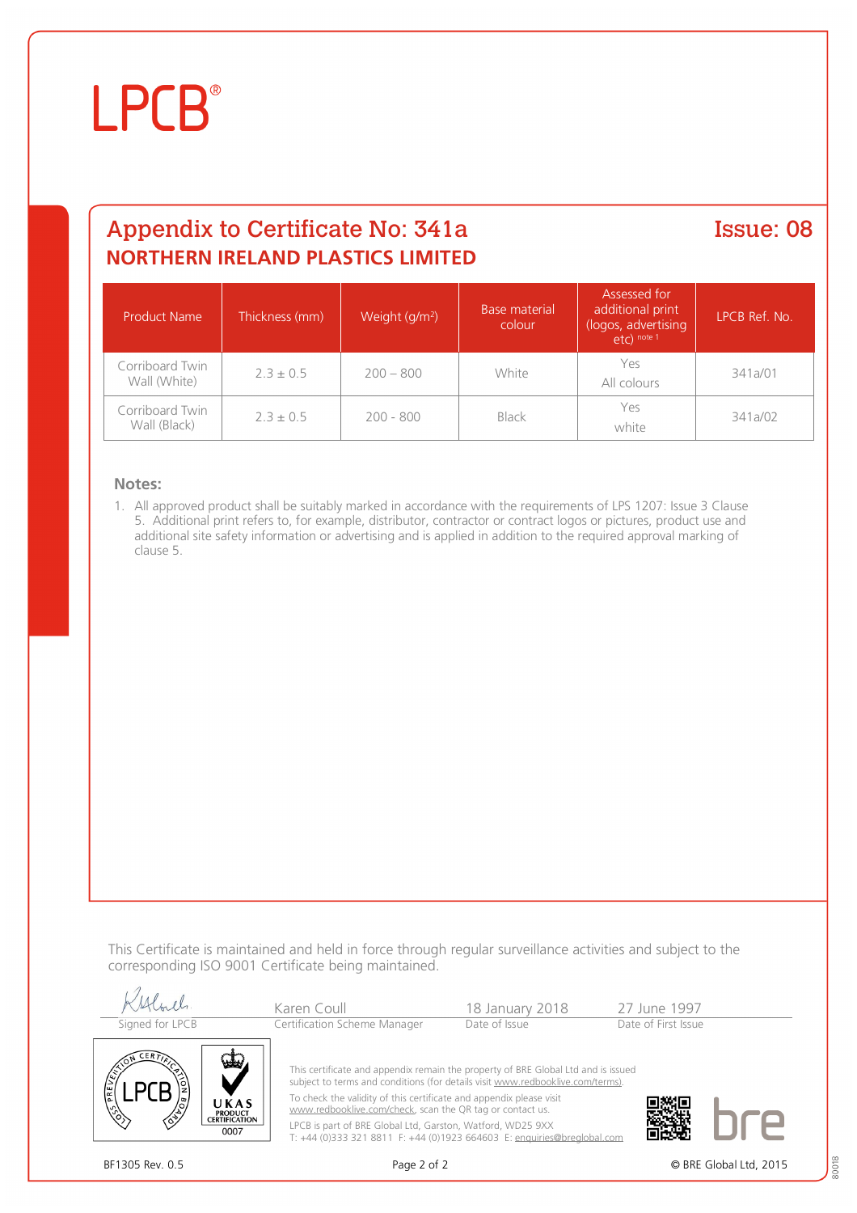# LPCB®

## Appendix to Certificate No: 341a

**Issue: 08**

## NORTHERN IRELAND PLASTICS LIMITED

| Product Name | Thickness (mm) | Weight (g/m²) | Base material colour | Assessed for additional print (logos, advertising etc) note 1 | LPCB Ref. No. |
|---|---|---|---|---|---|
| Corriboard Twin Wall (White) | 2.3 ± 0.5 | 200 – 800 | White | Yes All colours | 341a/01 |
| Corriboard Twin Wall (Black) | 2.3 ± 0.5 | 200 - 800 | Black | Yes white | 341a/02 |

**Notes:**

1. All approved product shall be suitably marked in accordance with the requirements of LPS 1207: Issue 3 Clause 5. Additional print refers to, for example, distributor, contractor or contract logos or pictures, product use and additional site safety information or advertising and is applied in addition to the required approval marking of clause 5.

This Certificate is maintained and held in force through regular surveillance activities and subject to the corresponding ISO 9001 Certificate being maintained.

| Signed for LPCB | Karen Coull<br>Certification Scheme Manager | 18 January 2018<br>Date of Issue | 27 June 1997<br>Date of First Issue |
|---|---|---|---|

This certificate and appendix remain the property of BRE Global Ltd and is issued subject to terms and conditions (for details visit www.redbooklive.com/terms).

To check the validity of this certificate and appendix please visit www.redbooklive.com/check, scan the QR tag or contact us.

LPCB is part of BRE Global Ltd, Garston, Watford, WD25 9XX
T: +44 (0)333 321 8811 F: +44 (0)1923 664603 E: enquiries@breglobal.com

BF1305 Rev. 0.5

© BRE Global Ltd, 2015